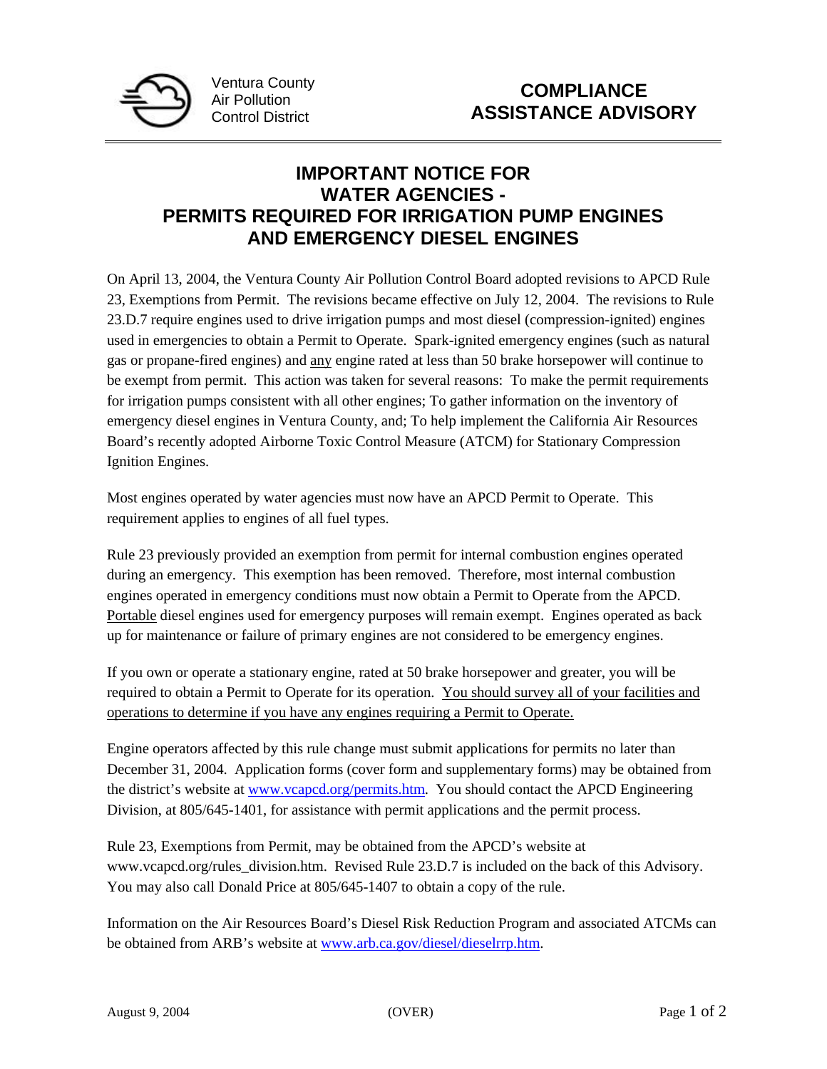Ventura County
Air Pollution
Control District

# COMPLIANCE ASSISTANCE ADVISORY

## IMPORTANT NOTICE FOR WATER AGENCIES - PERMITS REQUIRED FOR IRRIGATION PUMP ENGINES AND EMERGENCY DIESEL ENGINES

On April 13, 2004, the Ventura County Air Pollution Control Board adopted revisions to APCD Rule 23, Exemptions from Permit. The revisions became effective on July 12, 2004. The revisions to Rule 23.D.7 require engines used to drive irrigation pumps and most diesel (compression-ignited) engines used in emergencies to obtain a Permit to Operate. Spark-ignited emergency engines (such as natural gas or propane-fired engines) and <u>any</u> engine rated at less than 50 brake horsepower will continue to be exempt from permit. This action was taken for several reasons: To make the permit requirements for irrigation pumps consistent with all other engines; To gather information on the inventory of emergency diesel engines in Ventura County, and; To help implement the California Air Resources Board's recently adopted Airborne Toxic Control Measure (ATCM) for Stationary Compression Ignition Engines.

Most engines operated by water agencies must now have an APCD Permit to Operate. This requirement applies to engines of all fuel types.

Rule 23 previously provided an exemption from permit for internal combustion engines operated during an emergency. This exemption has been removed. Therefore, most internal combustion engines operated in emergency conditions must now obtain a Permit to Operate from the APCD. <u>Portable</u> diesel engines used for emergency purposes will remain exempt. Engines operated as back up for maintenance or failure of primary engines are not considered to be emergency engines.

If you own or operate a stationary engine, rated at 50 brake horsepower and greater, you will be required to obtain a Permit to Operate for its operation. <u>You should survey all of your facilities and operations to determine if you have any engines requiring a Permit to Operate.</u>

Engine operators affected by this rule change must submit applications for permits no later than December 31, 2004. Application forms (cover form and supplementary forms) may be obtained from the district's website at www.vcapcd.org/permits.htm. You should contact the APCD Engineering Division, at 805/645-1401, for assistance with permit applications and the permit process.

Rule 23, Exemptions from Permit, may be obtained from the APCD's website at www.vcapcd.org/rules_division.htm. Revised Rule 23.D.7 is included on the back of this Advisory. You may also call Donald Price at 805/645-1407 to obtain a copy of the rule.

Information on the Air Resources Board's Diesel Risk Reduction Program and associated ATCMs can be obtained from ARB's website at www.arb.ca.gov/diesel/dieselrrp.htm.

August 9, 2004 (OVER)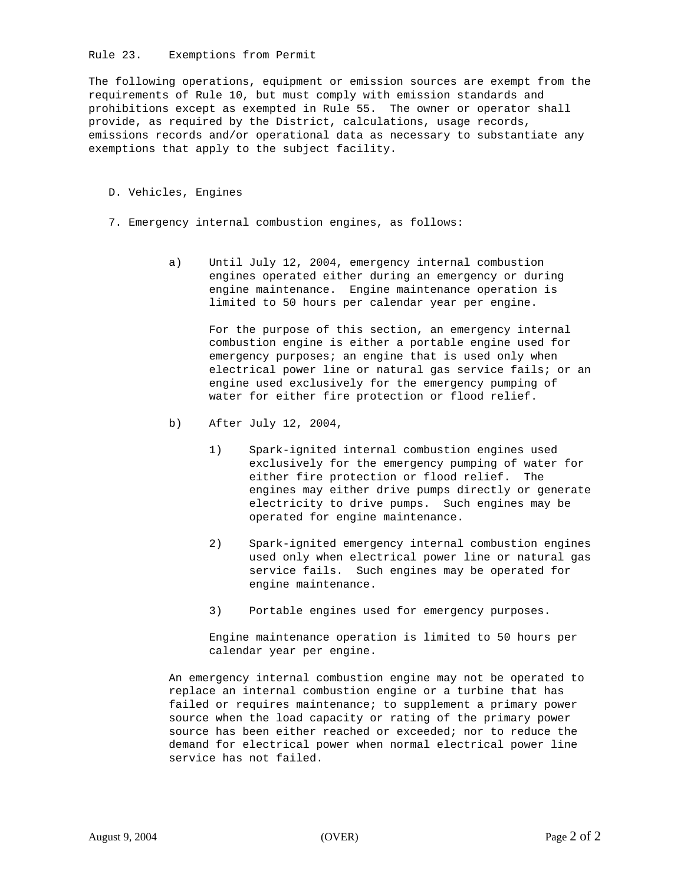Rule 23. Exemptions from Permit

The following operations, equipment or emission sources are exempt from the requirements of Rule 10, but must comply with emission standards and prohibitions except as exempted in Rule 55. The owner or operator shall provide, as required by the District, calculations, usage records, emissions records and/or operational data as necessary to substantiate any exemptions that apply to the subject facility.

D. Vehicles, Engines

7. Emergency internal combustion engines, as follows:

   a) Until July 12, 2004, emergency internal combustion engines operated either during an emergency or during engine maintenance. Engine maintenance operation is limited to 50 hours per calendar year per engine.

      For the purpose of this section, an emergency internal combustion engine is either a portable engine used for emergency purposes; an engine that is used only when electrical power line or natural gas service fails; or an engine used exclusively for the emergency pumping of water for either fire protection or flood relief.

   b) After July 12, 2004,

      1) Spark-ignited internal combustion engines used exclusively for the emergency pumping of water for either fire protection or flood relief. The engines may either drive pumps directly or generate electricity to drive pumps. Such engines may be operated for engine maintenance.

      2) Spark-ignited emergency internal combustion engines used only when electrical power line or natural gas service fails. Such engines may be operated for engine maintenance.

      3) Portable engines used for emergency purposes.

      Engine maintenance operation is limited to 50 hours per calendar year per engine.

   An emergency internal combustion engine may not be operated to replace an internal combustion engine or a turbine that has failed or requires maintenance; to supplement a primary power source when the load capacity or rating of the primary power source has been either reached or exceeded; nor to reduce the demand for electrical power when normal electrical power line service has not failed.

August 9, 2004 (OVER)